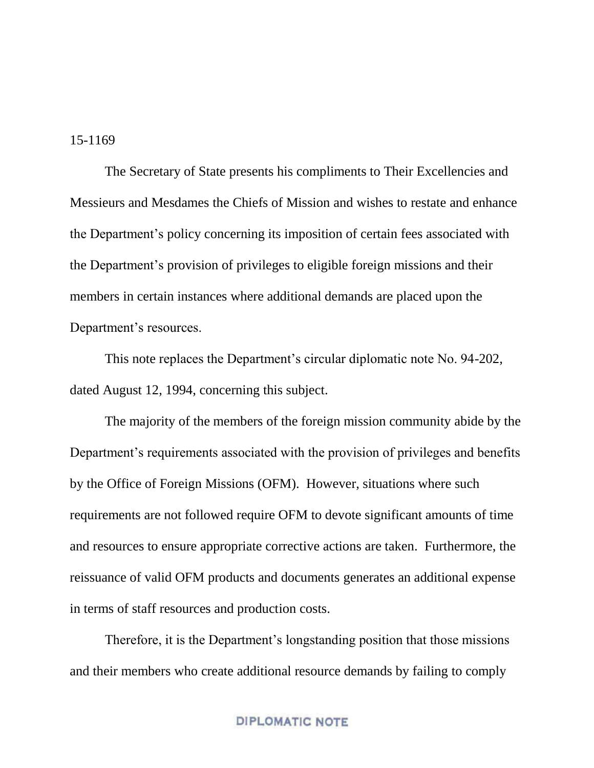15-1169

The Secretary of State presents his compliments to Their Excellencies and Messieurs and Mesdames the Chiefs of Mission and wishes to restate and enhance the Department's policy concerning its imposition of certain fees associated with the Department's provision of privileges to eligible foreign missions and their members in certain instances where additional demands are placed upon the Department's resources.

This note replaces the Department's circular diplomatic note No. 94-202, dated August 12, 1994, concerning this subject.

The majority of the members of the foreign mission community abide by the Department's requirements associated with the provision of privileges and benefits by the Office of Foreign Missions (OFM). However, situations where such requirements are not followed require OFM to devote significant amounts of time and resources to ensure appropriate corrective actions are taken. Furthermore, the reissuance of valid OFM products and documents generates an additional expense in terms of staff resources and production costs.

Therefore, it is the Department's longstanding position that those missions and their members who create additional resource demands by failing to comply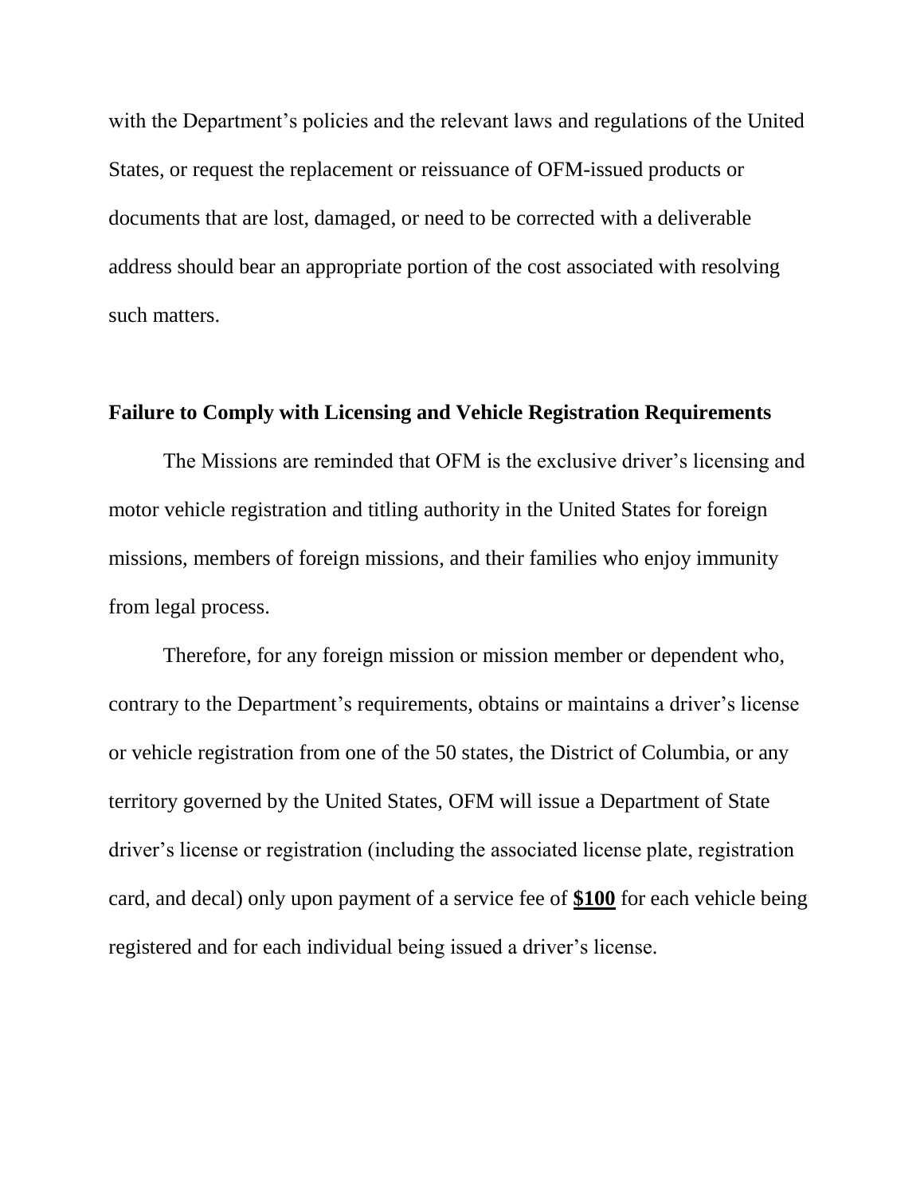with the Department's policies and the relevant laws and regulations of the United States, or request the replacement or reissuance of OFM-issued products or documents that are lost, damaged, or need to be corrected with a deliverable address should bear an appropriate portion of the cost associated with resolving such matters.

**Failure to Comply with Licensing and Vehicle Registration Requirements**

The Missions are reminded that OFM is the exclusive driver's licensing and motor vehicle registration and titling authority in the United States for foreign missions, members of foreign missions, and their families who enjoy immunity from legal process.

Therefore, for any foreign mission or mission member or dependent who, contrary to the Department's requirements, obtains or maintains a driver's license or vehicle registration from one of the 50 states, the District of Columbia, or any territory governed by the United States, OFM will issue a Department of State driver's license or registration (including the associated license plate, registration card, and decal) only upon payment of a service fee of **$100** for each vehicle being registered and for each individual being issued a driver's license.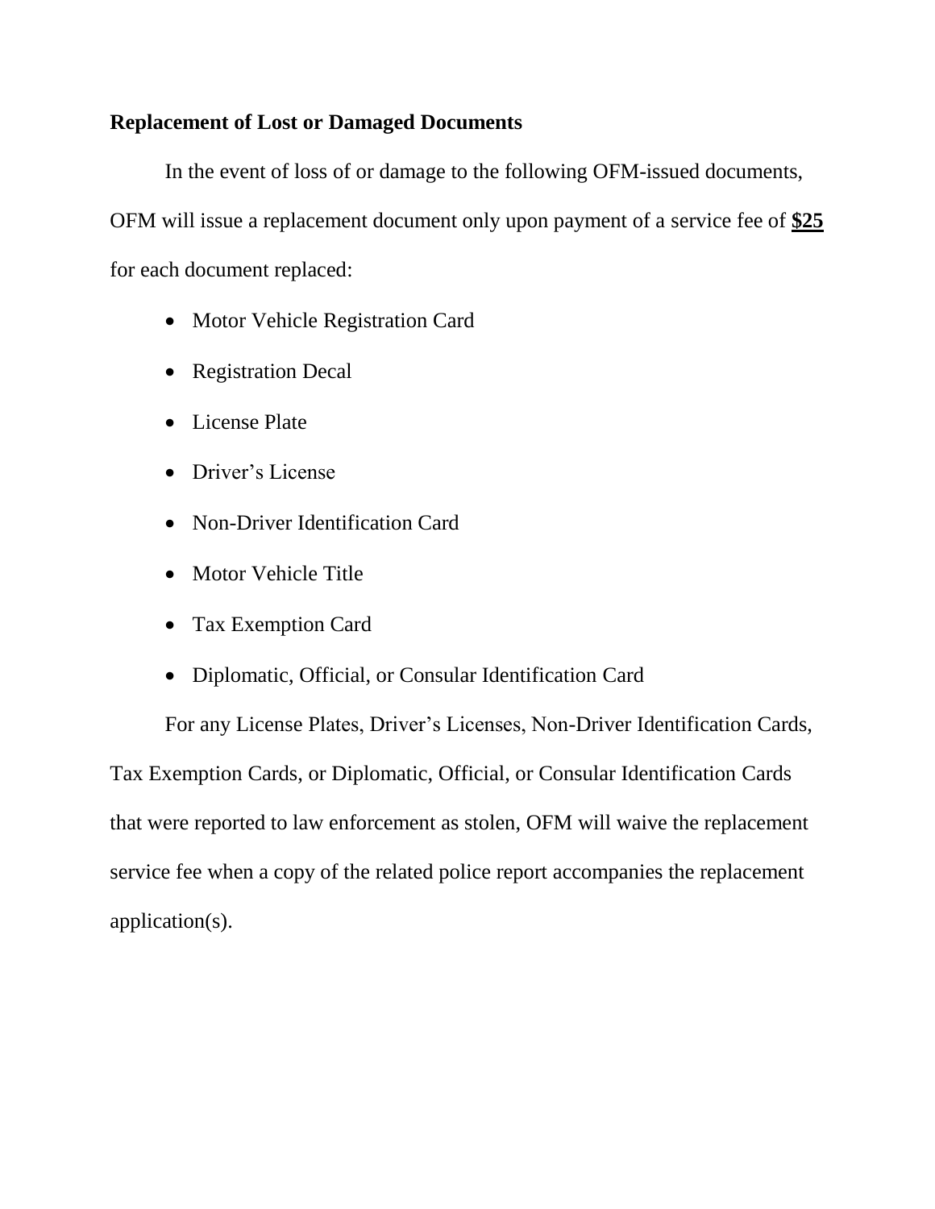**Replacement of Lost or Damaged Documents**

In the event of loss of or damage to the following OFM-issued documents, OFM will issue a replacement document only upon payment of a service fee of **<u>$25</u>** for each document replaced:

- Motor Vehicle Registration Card
- Registration Decal
- License Plate
- Driver's License
- Non-Driver Identification Card
- Motor Vehicle Title
- Tax Exemption Card
- Diplomatic, Official, or Consular Identification Card

For any License Plates, Driver's Licenses, Non-Driver Identification Cards, Tax Exemption Cards, or Diplomatic, Official, or Consular Identification Cards that were reported to law enforcement as stolen, OFM will waive the replacement service fee when a copy of the related police report accompanies the replacement application(s).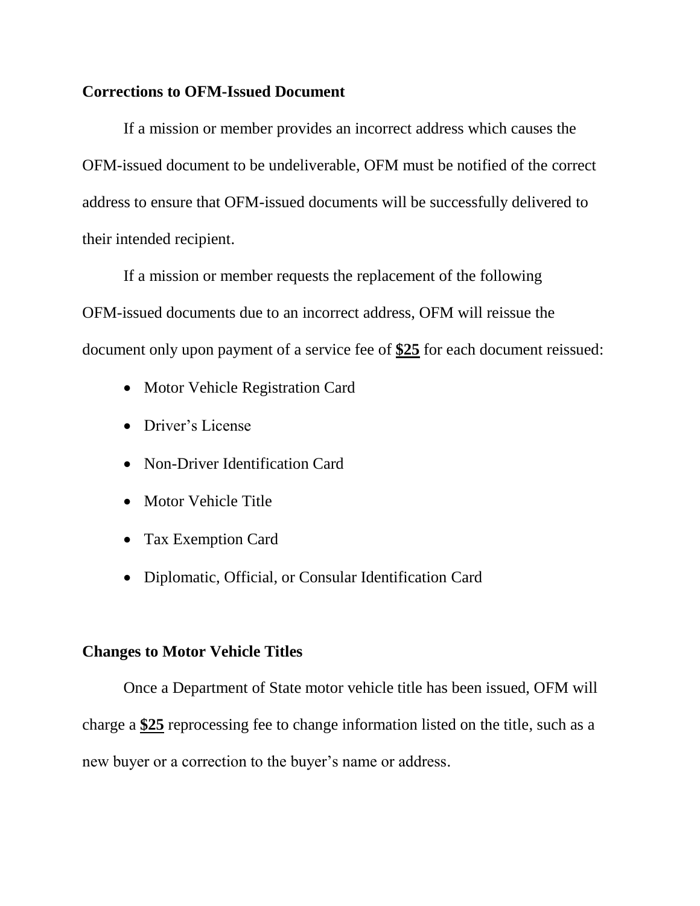**Corrections to OFM-Issued Document**

If a mission or member provides an incorrect address which causes the OFM-issued document to be undeliverable, OFM must be notified of the correct address to ensure that OFM-issued documents will be successfully delivered to their intended recipient.

If a mission or member requests the replacement of the following OFM-issued documents due to an incorrect address, OFM will reissue the document only upon payment of a service fee of **<u>$25</u>** for each document reissued:

- Motor Vehicle Registration Card
- Driver's License
- Non-Driver Identification Card
- Motor Vehicle Title
- Tax Exemption Card
- Diplomatic, Official, or Consular Identification Card

**Changes to Motor Vehicle Titles**

Once a Department of State motor vehicle title has been issued, OFM will charge a **<u>$25</u>** reprocessing fee to change information listed on the title, such as a new buyer or a correction to the buyer's name or address.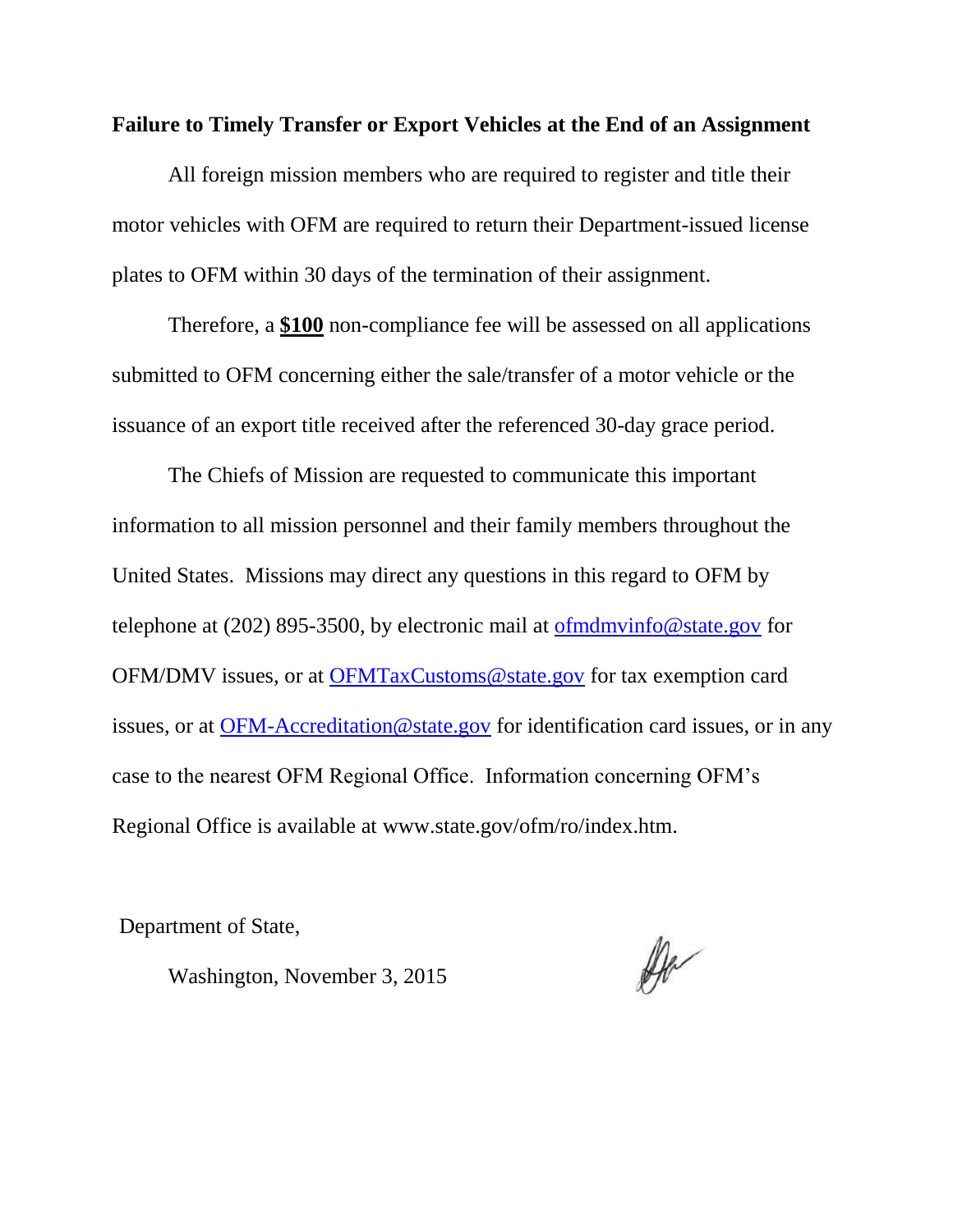**Failure to Timely Transfer or Export Vehicles at the End of an Assignment**

All foreign mission members who are required to register and title their motor vehicles with OFM are required to return their Department-issued license plates to OFM within 30 days of the termination of their assignment.

Therefore, a **$100** non-compliance fee will be assessed on all applications submitted to OFM concerning either the sale/transfer of a motor vehicle or the issuance of an export title received after the referenced 30-day grace period.

The Chiefs of Mission are requested to communicate this important information to all mission personnel and their family members throughout the United States. Missions may direct any questions in this regard to OFM by telephone at (202) 895-3500, by electronic mail at ofmdmvinfo@state.gov for OFM/DMV issues, or at OFMTaxCustoms@state.gov for tax exemption card issues, or at OFM-Accreditation@state.gov for identification card issues, or in any case to the nearest OFM Regional Office. Information concerning OFM's Regional Office is available at www.state.gov/ofm/ro/index.htm.

Department of State,

Washington, November 3, 2015